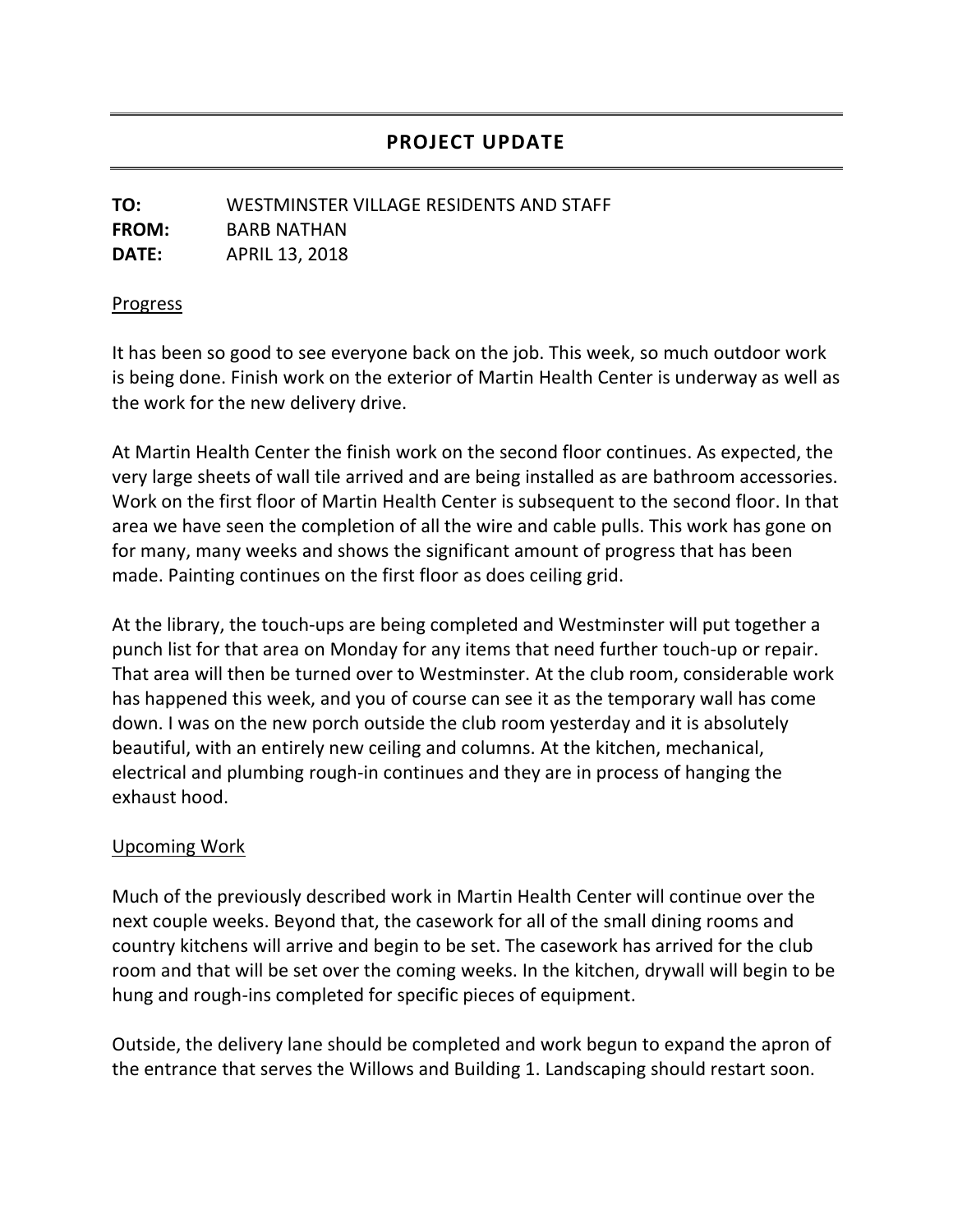# PROJECT UPDATE

**TO:** WESTMINSTER VILLAGE RESIDENTS AND STAFF
**FROM:** BARB NATHAN
**DATE:** APRIL 13, 2018

## Progress

It has been so good to see everyone back on the job. This week, so much outdoor work is being done. Finish work on the exterior of Martin Health Center is underway as well as the work for the new delivery drive.

At Martin Health Center the finish work on the second floor continues. As expected, the very large sheets of wall tile arrived and are being installed as are bathroom accessories. Work on the first floor of Martin Health Center is subsequent to the second floor. In that area we have seen the completion of all the wire and cable pulls. This work has gone on for many, many weeks and shows the significant amount of progress that has been made. Painting continues on the first floor as does ceiling grid.

At the library, the touch-ups are being completed and Westminster will put together a punch list for that area on Monday for any items that need further touch-up or repair. That area will then be turned over to Westminster. At the club room, considerable work has happened this week, and you of course can see it as the temporary wall has come down. I was on the new porch outside the club room yesterday and it is absolutely beautiful, with an entirely new ceiling and columns. At the kitchen, mechanical, electrical and plumbing rough-in continues and they are in process of hanging the exhaust hood.

## Upcoming Work

Much of the previously described work in Martin Health Center will continue over the next couple weeks. Beyond that, the casework for all of the small dining rooms and country kitchens will arrive and begin to be set. The casework has arrived for the club room and that will be set over the coming weeks. In the kitchen, drywall will begin to be hung and rough-ins completed for specific pieces of equipment.

Outside, the delivery lane should be completed and work begun to expand the apron of the entrance that serves the Willows and Building 1. Landscaping should restart soon.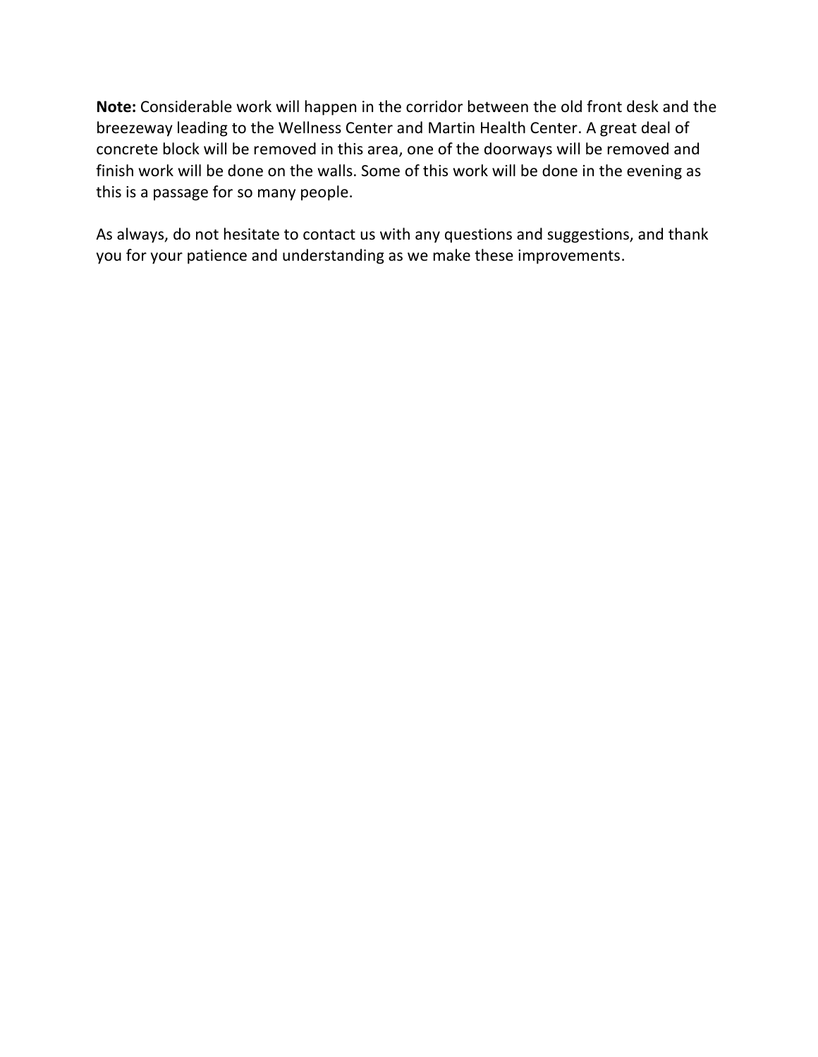**Note:** Considerable work will happen in the corridor between the old front desk and the breezeway leading to the Wellness Center and Martin Health Center. A great deal of concrete block will be removed in this area, one of the doorways will be removed and finish work will be done on the walls. Some of this work will be done in the evening as this is a passage for so many people.

As always, do not hesitate to contact us with any questions and suggestions, and thank you for your patience and understanding as we make these improvements.